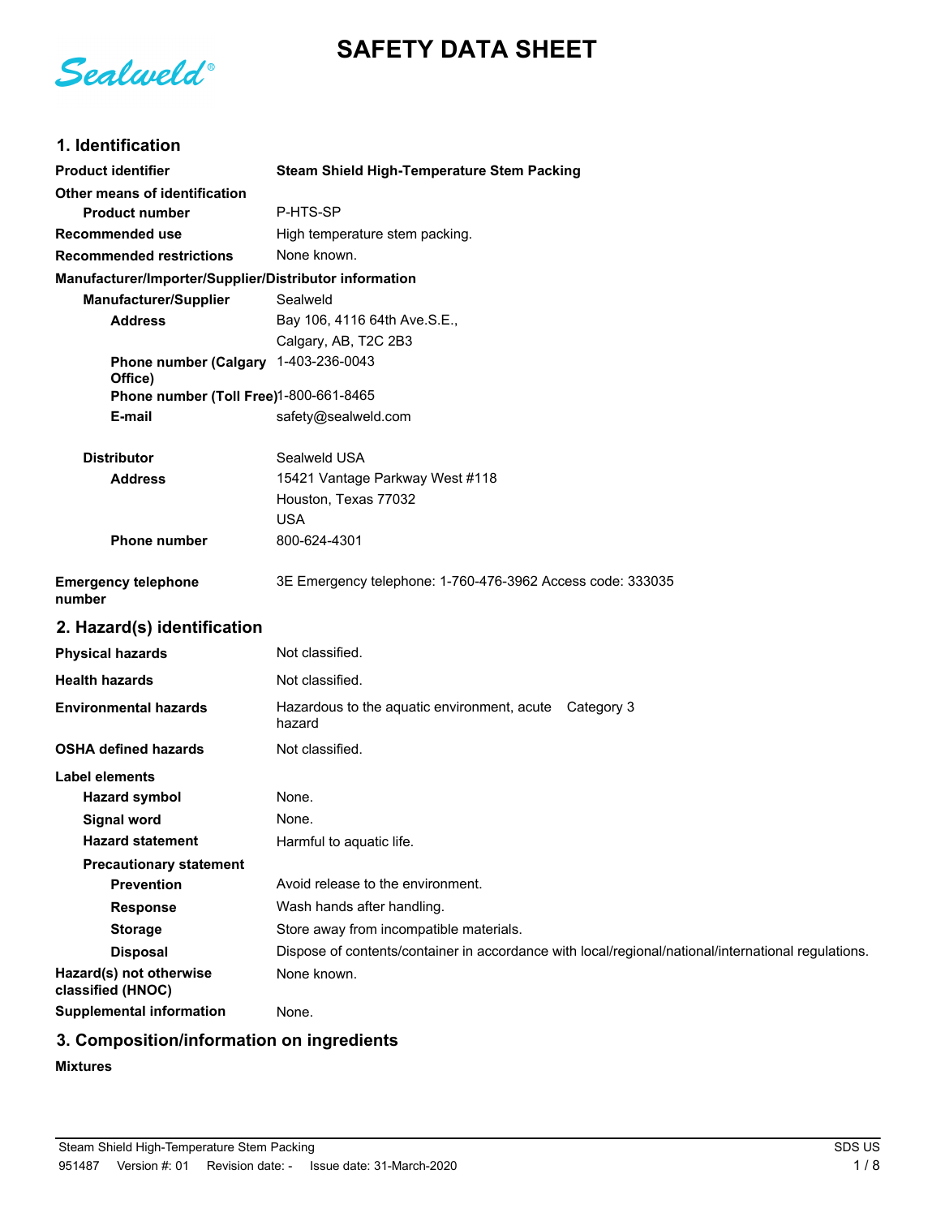Sealweld®

# SAFETY DATA SHEET

## 1. Identification

| | |
|---|---|
| **Product identifier** | **Steam Shield High-Temperature Stem Packing** |
| **Other means of identification** | |
| **Product number** | P-HTS-SP |
| **Recommended use** | High temperature stem packing. |
| **Recommended restrictions** | None known. |

**Manufacturer/Importer/Supplier/Distributor information**

| | |
|---|---|
| **Manufacturer/Supplier** | Sealweld |
| **Address** | Bay 106, 4116 64th Ave.S.E., Calgary, AB, T2C 2B3 |
| **Phone number (Calgary Office)** | 1-403-236-0043 |
| **Phone number (Toll Free)** | 1-800-661-8465 |
| **E-mail** | safety@sealweld.com |
| **Distributor** | Sealweld USA |
| **Address** | 15421 Vantage Parkway West #118 Houston, Texas 77032 USA |
| **Phone number** | 800-624-4301 |
| **Emergency telephone number** | 3E Emergency telephone: 1-760-476-3962 Access code: 333035 |

## 2. Hazard(s) identification

| | |
|---|---|
| **Physical hazards** | Not classified. |
| **Health hazards** | Not classified. |
| **Environmental hazards** | Hazardous to the aquatic environment, acute hazard — Category 3 |
| **OSHA defined hazards** | Not classified. |

**Label elements**

| | |
|---|---|
| **Hazard symbol** | None. |
| **Signal word** | None. |
| **Hazard statement** | Harmful to aquatic life. |
| **Precautionary statement** | |
| **Prevention** | Avoid release to the environment. |
| **Response** | Wash hands after handling. |
| **Storage** | Store away from incompatible materials. |
| **Disposal** | Dispose of contents/container in accordance with local/regional/national/international regulations. |
| **Hazard(s) not otherwise classified (HNOC)** | None known. |
| **Supplemental information** | None. |

## 3. Composition/information on ingredients

**Mixtures**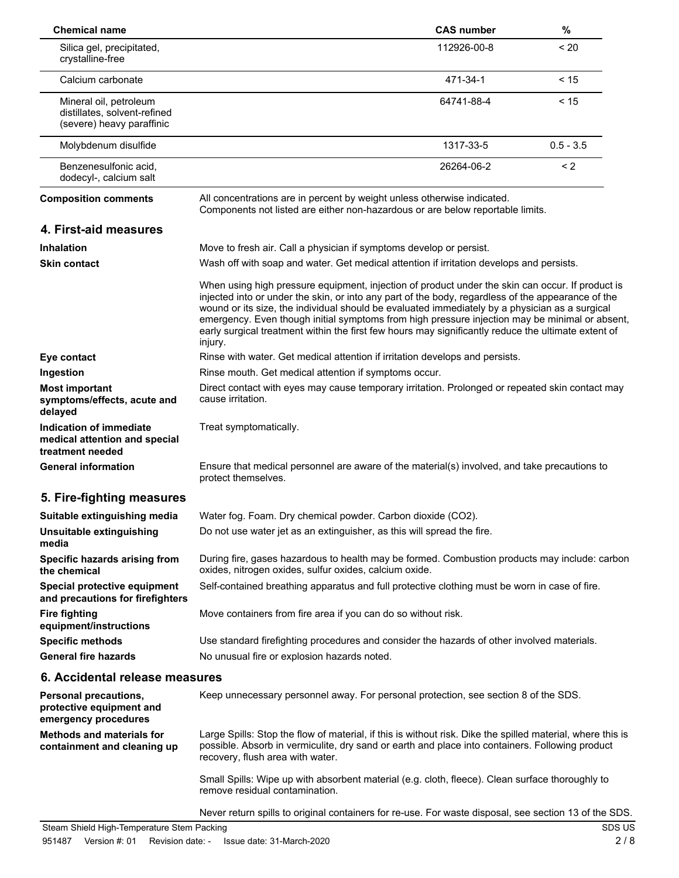| Chemical name | CAS number | % |
|---|---|---|
| Silica gel, precipitated, crystalline-free | 112926-00-8 | < 20 |
| Calcium carbonate | 471-34-1 | < 15 |
| Mineral oil, petroleum distillates, solvent-refined (severe) heavy paraffinic | 64741-88-4 | < 15 |
| Molybdenum disulfide | 1317-33-5 | 0.5 - 3.5 |
| Benzenesulfonic acid, dodecyl-, calcium salt | 26264-06-2 | < 2 |

**Composition comments** All concentrations are in percent by weight unless otherwise indicated. Components not listed are either non-hazardous or are below reportable limits.

## 4. First-aid measures

**Inhalation** Move to fresh air. Call a physician if symptoms develop or persist.

**Skin contact** Wash off with soap and water. Get medical attention if irritation develops and persists.

When using high pressure equipment, injection of product under the skin can occur. If product is injected into or under the skin, or into any part of the body, regardless of the appearance of the wound or its size, the individual should be evaluated immediately by a physician as a surgical emergency. Even though initial symptoms from high pressure injection may be minimal or absent, early surgical treatment within the first few hours may significantly reduce the ultimate extent of injury.

**Eye contact** Rinse with water. Get medical attention if irritation develops and persists.

**Ingestion** Rinse mouth. Get medical attention if symptoms occur.

**Most important symptoms/effects, acute and delayed** Direct contact with eyes may cause temporary irritation. Prolonged or repeated skin contact may cause irritation.

**Indication of immediate medical attention and special treatment needed** Treat symptomatically.

**General information** Ensure that medical personnel are aware of the material(s) involved, and take precautions to protect themselves.

## 5. Fire-fighting measures

**Suitable extinguishing media** Water fog. Foam. Dry chemical powder. Carbon dioxide ($CO_2$).

**Unsuitable extinguishing media** Do not use water jet as an extinguisher, as this will spread the fire.

**Specific hazards arising from the chemical** During fire, gases hazardous to health may be formed. Combustion products may include: carbon oxides, nitrogen oxides, sulfur oxides, calcium oxide.

**Special protective equipment and precautions for firefighters** Self-contained breathing apparatus and full protective clothing must be worn in case of fire.

**Fire fighting equipment/instructions** Move containers from fire area if you can do so without risk.

**Specific methods** Use standard firefighting procedures and consider the hazards of other involved materials.

**General fire hazards** No unusual fire or explosion hazards noted.

## 6. Accidental release measures

**Personal precautions, protective equipment and emergency procedures** Keep unnecessary personnel away. For personal protection, see section 8 of the SDS.

**Methods and materials for containment and cleaning up** Large Spills: Stop the flow of material, if this is without risk. Dike the spilled material, where this is possible. Absorb in vermiculite, dry sand or earth and place into containers. Following product recovery, flush area with water.

Small Spills: Wipe up with absorbent material (e.g. cloth, fleece). Clean surface thoroughly to remove residual contamination.

Never return spills to original containers for re-use. For waste disposal, see section 13 of the SDS.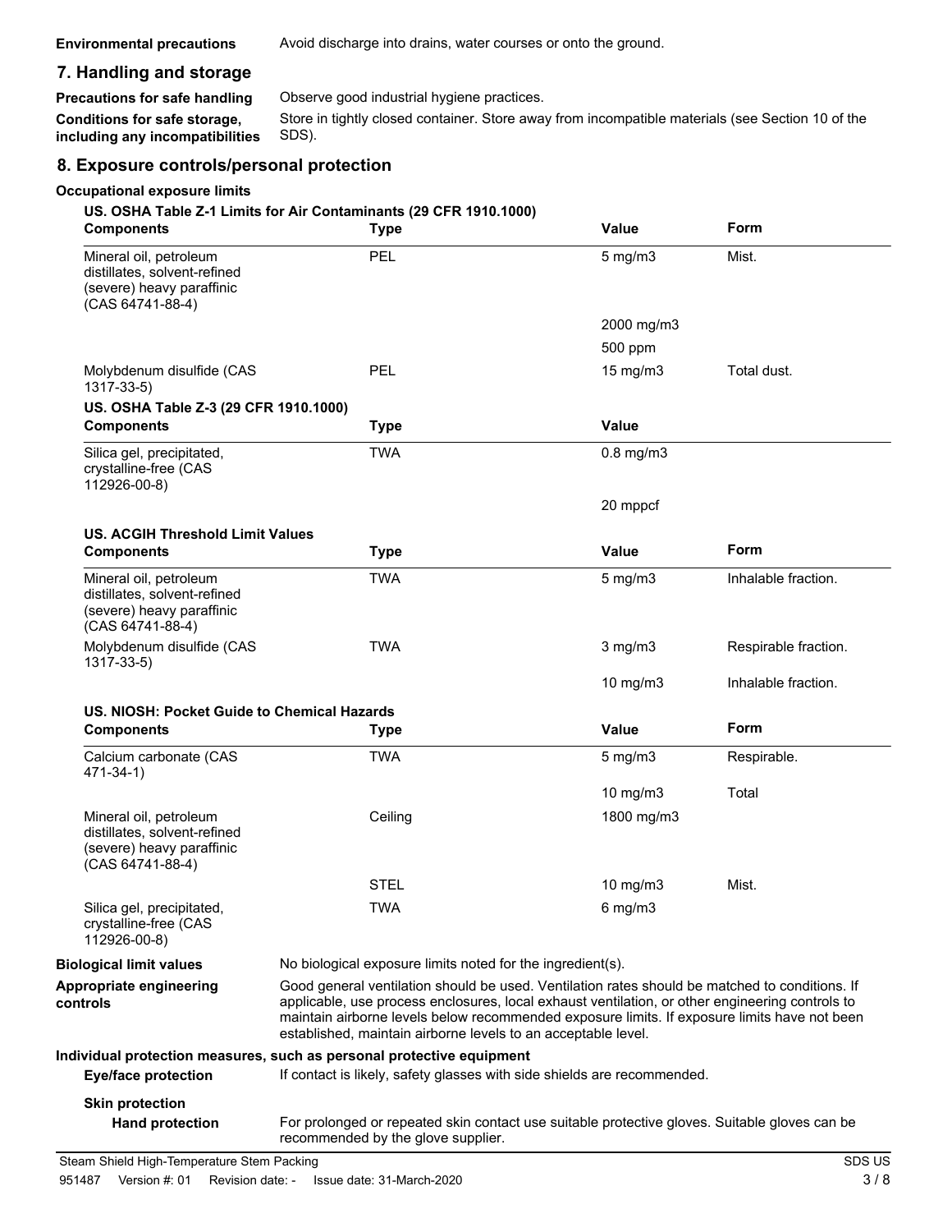**Environmental precautions** Avoid discharge into drains, water courses or onto the ground.

## 7. Handling and storage

**Precautions for safe handling** Observe good industrial hygiene practices.

**Conditions for safe storage, including any incompatibilities** Store in tightly closed container. Store away from incompatible materials (see Section 10 of the SDS).

## 8. Exposure controls/personal protection

**Occupational exposure limits**

**US. OSHA Table Z-1 Limits for Air Contaminants (29 CFR 1910.1000)**

| Components | Type | Value | Form |
|---|---|---|---|
| Mineral oil, petroleum distillates, solvent-refined (severe) heavy paraffinic (CAS 64741-88-4) | PEL | 5 mg/m3 | Mist. |
| | | 2000 mg/m3 | |
| | | 500 ppm | |
| Molybdenum disulfide (CAS 1317-33-5) | PEL | 15 mg/m3 | Total dust. |

**US. OSHA Table Z-3 (29 CFR 1910.1000)**

| Components | Type | Value |
|---|---|---|
| Silica gel, precipitated, crystalline-free (CAS 112926-00-8) | TWA | 0.8 mg/m3 |
| | | 20 mppcf |

**US. ACGIH Threshold Limit Values**

| Components | Type | Value | Form |
|---|---|---|---|
| Mineral oil, petroleum distillates, solvent-refined (severe) heavy paraffinic (CAS 64741-88-4) | TWA | 5 mg/m3 | Inhalable fraction. |
| Molybdenum disulfide (CAS 1317-33-5) | TWA | 3 mg/m3 | Respirable fraction. |
| | | 10 mg/m3 | Inhalable fraction. |

**US. NIOSH: Pocket Guide to Chemical Hazards**

| Components | Type | Value | Form |
|---|---|---|---|
| Calcium carbonate (CAS 471-34-1) | TWA | 5 mg/m3 | Respirable. |
| | | 10 mg/m3 | Total |
| Mineral oil, petroleum distillates, solvent-refined (severe) heavy paraffinic (CAS 64741-88-4) | Ceiling | 1800 mg/m3 | |
| | STEL | 10 mg/m3 | Mist. |
| Silica gel, precipitated, crystalline-free (CAS 112926-00-8) | TWA | 6 mg/m3 | |

**Biological limit values** No biological exposure limits noted for the ingredient(s).

**Appropriate engineering controls** Good general ventilation should be used. Ventilation rates should be matched to conditions. If applicable, use process enclosures, local exhaust ventilation, or other engineering controls to maintain airborne levels below recommended exposure limits. If exposure limits have not been established, maintain airborne levels to an acceptable level.

**Individual protection measures, such as personal protective equipment**

**Eye/face protection** If contact is likely, safety glasses with side shields are recommended.

**Skin protection**

**Hand protection** For prolonged or repeated skin contact use suitable protective gloves. Suitable gloves can be recommended by the glove supplier.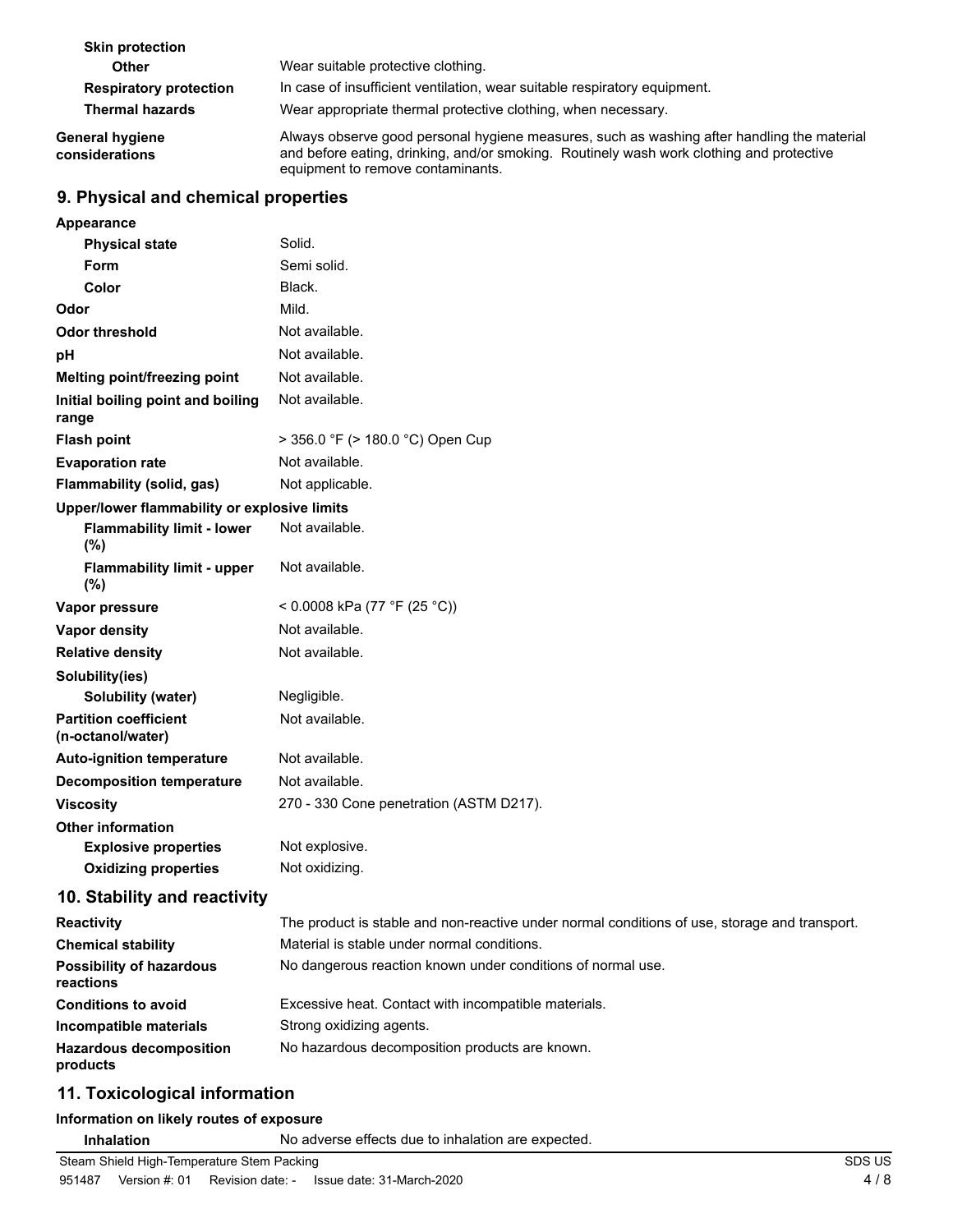| | |
|---|---|
| **Skin protection** | |
| **Other** | Wear suitable protective clothing. |
| **Respiratory protection** | In case of insufficient ventilation, wear suitable respiratory equipment. |
| **Thermal hazards** | Wear appropriate thermal protective clothing, when necessary. |
| **General hygiene considerations** | Always observe good personal hygiene measures, such as washing after handling the material and before eating, drinking, and/or smoking. Routinely wash work clothing and protective equipment to remove contaminants. |

## 9. Physical and chemical properties

| | |
|---|---|
| **Appearance** | |
| **Physical state** | Solid. |
| **Form** | Semi solid. |
| **Color** | Black. |
| **Odor** | Mild. |
| **Odor threshold** | Not available. |
| **pH** | Not available. |
| **Melting point/freezing point** | Not available. |
| **Initial boiling point and boiling range** | Not available. |
| **Flash point** | > 356.0 °F (> 180.0 °C) Open Cup |
| **Evaporation rate** | Not available. |
| **Flammability (solid, gas)** | Not applicable. |
| **Upper/lower flammability or explosive limits** | |
| **Flammability limit - lower (%)** | Not available. |
| **Flammability limit - upper (%)** | Not available. |
| **Vapor pressure** | < 0.0008 kPa (77 °F (25 °C)) |
| **Vapor density** | Not available. |
| **Relative density** | Not available. |
| **Solubility(ies)** | |
| **Solubility (water)** | Negligible. |
| **Partition coefficient (n-octanol/water)** | Not available. |
| **Auto-ignition temperature** | Not available. |
| **Decomposition temperature** | Not available. |
| **Viscosity** | 270 - 330 Cone penetration (ASTM D217). |
| **Other information** | |
| **Explosive properties** | Not explosive. |
| **Oxidizing properties** | Not oxidizing. |

## 10. Stability and reactivity

| | |
|---|---|
| **Reactivity** | The product is stable and non-reactive under normal conditions of use, storage and transport. |
| **Chemical stability** | Material is stable under normal conditions. |
| **Possibility of hazardous reactions** | No dangerous reaction known under conditions of normal use. |
| **Conditions to avoid** | Excessive heat. Contact with incompatible materials. |
| **Incompatible materials** | Strong oxidizing agents. |
| **Hazardous decomposition products** | No hazardous decomposition products are known. |

## 11. Toxicological information

**Information on likely routes of exposure**

| | |
|---|---|
| **Inhalation** | No adverse effects due to inhalation are expected. |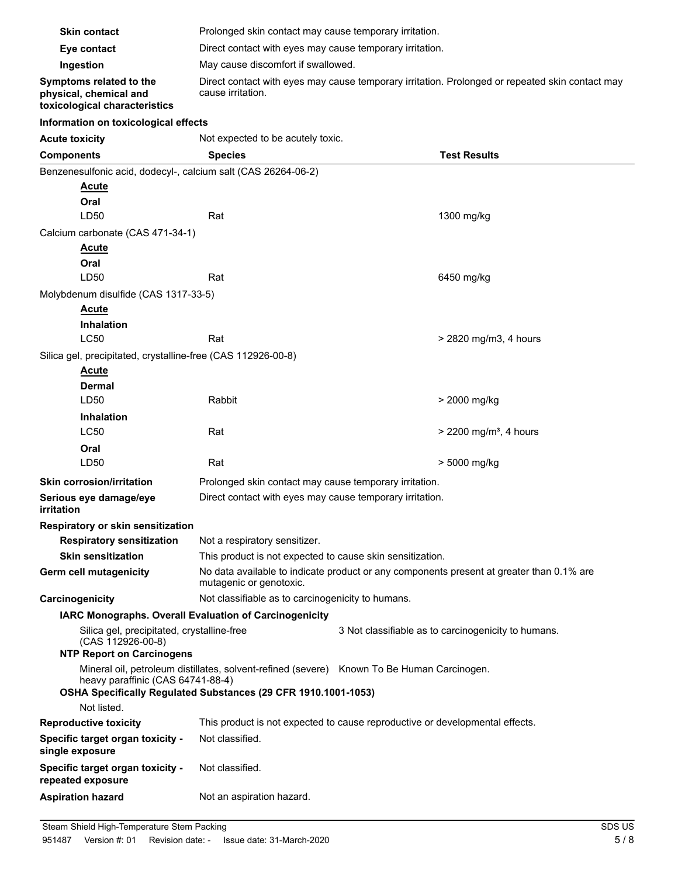**Skin contact** Prolonged skin contact may cause temporary irritation.

**Eye contact** Direct contact with eyes may cause temporary irritation.

**Ingestion** May cause discomfort if swallowed.

**Symptoms related to the physical, chemical and toxicological characteristics** Direct contact with eyes may cause temporary irritation. Prolonged or repeated skin contact may cause irritation.

**Information on toxicological effects**

**Acute toxicity** Not expected to be acutely toxic.

| Components | Species | Test Results |
|---|---|---|
| Benzenesulfonic acid, dodecyl-, calcium salt (CAS 26264-06-2) | | |
| **Acute** | | |
| **Oral** | | |
| LD50 | Rat | 1300 mg/kg |
| Calcium carbonate (CAS 471-34-1) | | |
| **Acute** | | |
| **Oral** | | |
| LD50 | Rat | 6450 mg/kg |
| Molybdenum disulfide (CAS 1317-33-5) | | |
| **Acute** | | |
| **Inhalation** | | |
| LC50 | Rat | > 2820 mg/m3, 4 hours |
| Silica gel, precipitated, crystalline-free (CAS 112926-00-8) | | |
| **Acute** | | |
| **Dermal** | | |
| LD50 | Rabbit | > 2000 mg/kg |
| **Inhalation** | | |
| LC50 | Rat | > 2200 mg/m³, 4 hours |
| **Oral** | | |
| LD50 | Rat | > 5000 mg/kg |

**Skin corrosion/irritation** Prolonged skin contact may cause temporary irritation.

**Serious eye damage/eye irritation** Direct contact with eyes may cause temporary irritation.

**Respiratory or skin sensitization**

**Respiratory sensitization** Not a respiratory sensitizer.

**Skin sensitization** This product is not expected to cause skin sensitization.

**Germ cell mutagenicity** No data available to indicate product or any components present at greater than 0.1% are mutagenic or genotoxic.

**Carcinogenicity** Not classifiable as to carcinogenicity to humans.

**IARC Monographs. Overall Evaluation of Carcinogenicity**

Silica gel, precipitated, crystalline-free (CAS 112926-00-8) 3 Not classifiable as to carcinogenicity to humans.

**NTP Report on Carcinogens**

Mineral oil, petroleum distillates, solvent-refined (severe) heavy paraffinic (CAS 64741-88-4) Known To Be Human Carcinogen.

**OSHA Specifically Regulated Substances (29 CFR 1910.1001-1053)**

Not listed.

**Reproductive toxicity** This product is not expected to cause reproductive or developmental effects.

**Specific target organ toxicity - single exposure** Not classified.

**Specific target organ toxicity - repeated exposure** Not classified.

**Aspiration hazard** Not an aspiration hazard.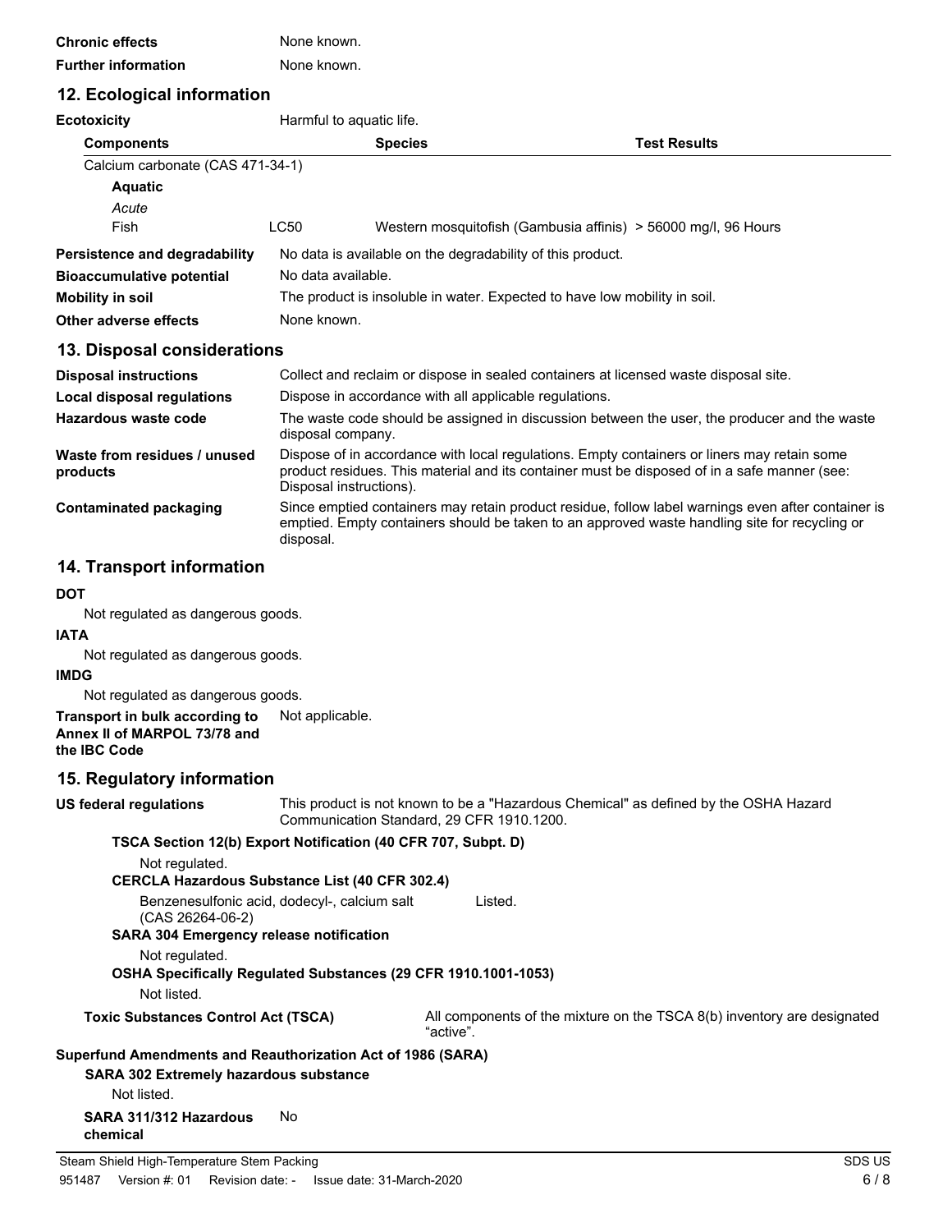**Chronic effects** None known.

**Further information** None known.

## 12. Ecological information

**Ecotoxicity** Harmful to aquatic life.

| Components | | Species | Test Results |
|---|---|---|---|
| Calcium carbonate (CAS 471-34-1) | | | |
| **Aquatic** | | | |
| *Acute* | | | |
| Fish | LC50 | Western mosquitofish (Gambusia affinis) | > 56000 mg/l, 96 Hours |

**Persistence and degradability** No data is available on the degradability of this product.

**Bioaccumulative potential** No data available.

**Mobility in soil** The product is insoluble in water. Expected to have low mobility in soil.

**Other adverse effects** None known.

## 13. Disposal considerations

**Disposal instructions** Collect and reclaim or dispose in sealed containers at licensed waste disposal site.

**Local disposal regulations** Dispose in accordance with all applicable regulations.

**Hazardous waste code** The waste code should be assigned in discussion between the user, the producer and the waste disposal company.

**Waste from residues / unused products** Dispose of in accordance with local regulations. Empty containers or liners may retain some product residues. This material and its container must be disposed of in a safe manner (see: Disposal instructions).

**Contaminated packaging** Since emptied containers may retain product residue, follow label warnings even after container is emptied. Empty containers should be taken to an approved waste handling site for recycling or disposal.

## 14. Transport information

**DOT**

Not regulated as dangerous goods.

**IATA**

Not regulated as dangerous goods.

**IMDG**

Not regulated as dangerous goods.

**Transport in bulk according to Annex II of MARPOL 73/78 and the IBC Code** Not applicable.

## 15. Regulatory information

**US federal regulations** This product is not known to be a "Hazardous Chemical" as defined by the OSHA Hazard Communication Standard, 29 CFR 1910.1200.

**TSCA Section 12(b) Export Notification (40 CFR 707, Subpt. D)**

Not regulated.

**CERCLA Hazardous Substance List (40 CFR 302.4)**

Benzenesulfonic acid, dodecyl-, calcium salt (CAS 26264-06-2) Listed.

**SARA 304 Emergency release notification**

Not regulated.

**OSHA Specifically Regulated Substances (29 CFR 1910.1001-1053)**

Not listed.

**Toxic Substances Control Act (TSCA)** All components of the mixture on the TSCA 8(b) inventory are designated "active".

**Superfund Amendments and Reauthorization Act of 1986 (SARA)**

**SARA 302 Extremely hazardous substance**

Not listed.

**SARA 311/312 Hazardous chemical** No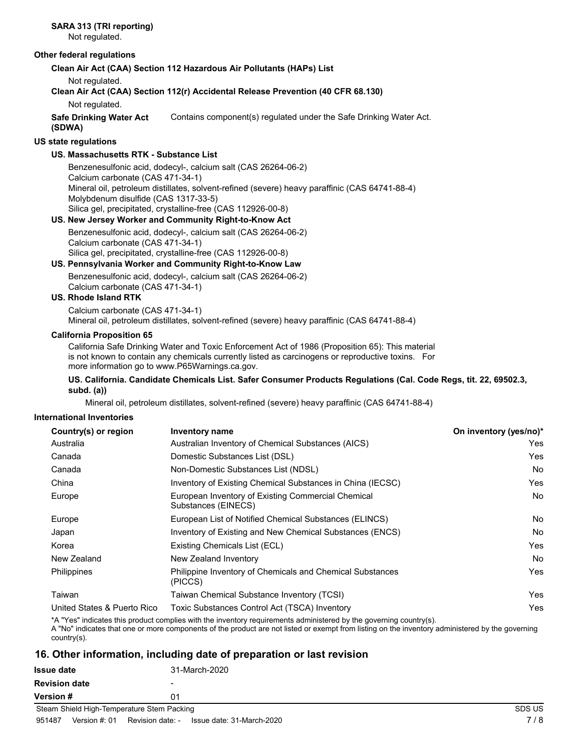**SARA 313 (TRI reporting)**

Not regulated.

**Other federal regulations**

**Clean Air Act (CAA) Section 112 Hazardous Air Pollutants (HAPs) List**

Not regulated.

**Clean Air Act (CAA) Section 112(r) Accidental Release Prevention (40 CFR 68.130)**

Not regulated.

**Safe Drinking Water Act (SDWA)** Contains component(s) regulated under the Safe Drinking Water Act.

**US state regulations**

**US. Massachusetts RTK - Substance List**

Benzenesulfonic acid, dodecyl-, calcium salt (CAS 26264-06-2)
Calcium carbonate (CAS 471-34-1)
Mineral oil, petroleum distillates, solvent-refined (severe) heavy paraffinic (CAS 64741-88-4)
Molybdenum disulfide (CAS 1317-33-5)
Silica gel, precipitated, crystalline-free (CAS 112926-00-8)

**US. New Jersey Worker and Community Right-to-Know Act**

Benzenesulfonic acid, dodecyl-, calcium salt (CAS 26264-06-2)
Calcium carbonate (CAS 471-34-1)
Silica gel, precipitated, crystalline-free (CAS 112926-00-8)

**US. Pennsylvania Worker and Community Right-to-Know Law**

Benzenesulfonic acid, dodecyl-, calcium salt (CAS 26264-06-2)
Calcium carbonate (CAS 471-34-1)

**US. Rhode Island RTK**

Calcium carbonate (CAS 471-34-1)
Mineral oil, petroleum distillates, solvent-refined (severe) heavy paraffinic (CAS 64741-88-4)

**California Proposition 65**

California Safe Drinking Water and Toxic Enforcement Act of 1986 (Proposition 65): This material is not known to contain any chemicals currently listed as carcinogens or reproductive toxins. For more information go to www.P65Warnings.ca.gov.

**US. California. Candidate Chemicals List. Safer Consumer Products Regulations (Cal. Code Regs, tit. 22, 69502.3, subd. (a))**

Mineral oil, petroleum distillates, solvent-refined (severe) heavy paraffinic (CAS 64741-88-4)

**International Inventories**

| Country(s) or region | Inventory name | On inventory (yes/no)* |
|---|---|---|
| Australia | Australian Inventory of Chemical Substances (AICS) | Yes |
| Canada | Domestic Substances List (DSL) | Yes |
| Canada | Non-Domestic Substances List (NDSL) | No |
| China | Inventory of Existing Chemical Substances in China (IECSC) | Yes |
| Europe | European Inventory of Existing Commercial Chemical Substances (EINECS) | No |
| Europe | European List of Notified Chemical Substances (ELINCS) | No |
| Japan | Inventory of Existing and New Chemical Substances (ENCS) | No |
| Korea | Existing Chemicals List (ECL) | Yes |
| New Zealand | New Zealand Inventory | No |
| Philippines | Philippine Inventory of Chemicals and Chemical Substances (PICCS) | Yes |
| Taiwan | Taiwan Chemical Substance Inventory (TCSI) | Yes |
| United States & Puerto Rico | Toxic Substances Control Act (TSCA) Inventory | Yes |

*A "Yes" indicates this product complies with the inventory requirements administered by the governing country(s).
A "No" indicates that one or more components of the product are not listed or exempt from listing on the inventory administered by the governing country(s).

## 16. Other information, including date of preparation or last revision

| | |
|---|---|
| **Issue date** | 31-March-2020 |
| **Revision date** | - |
| **Version #** | 01 |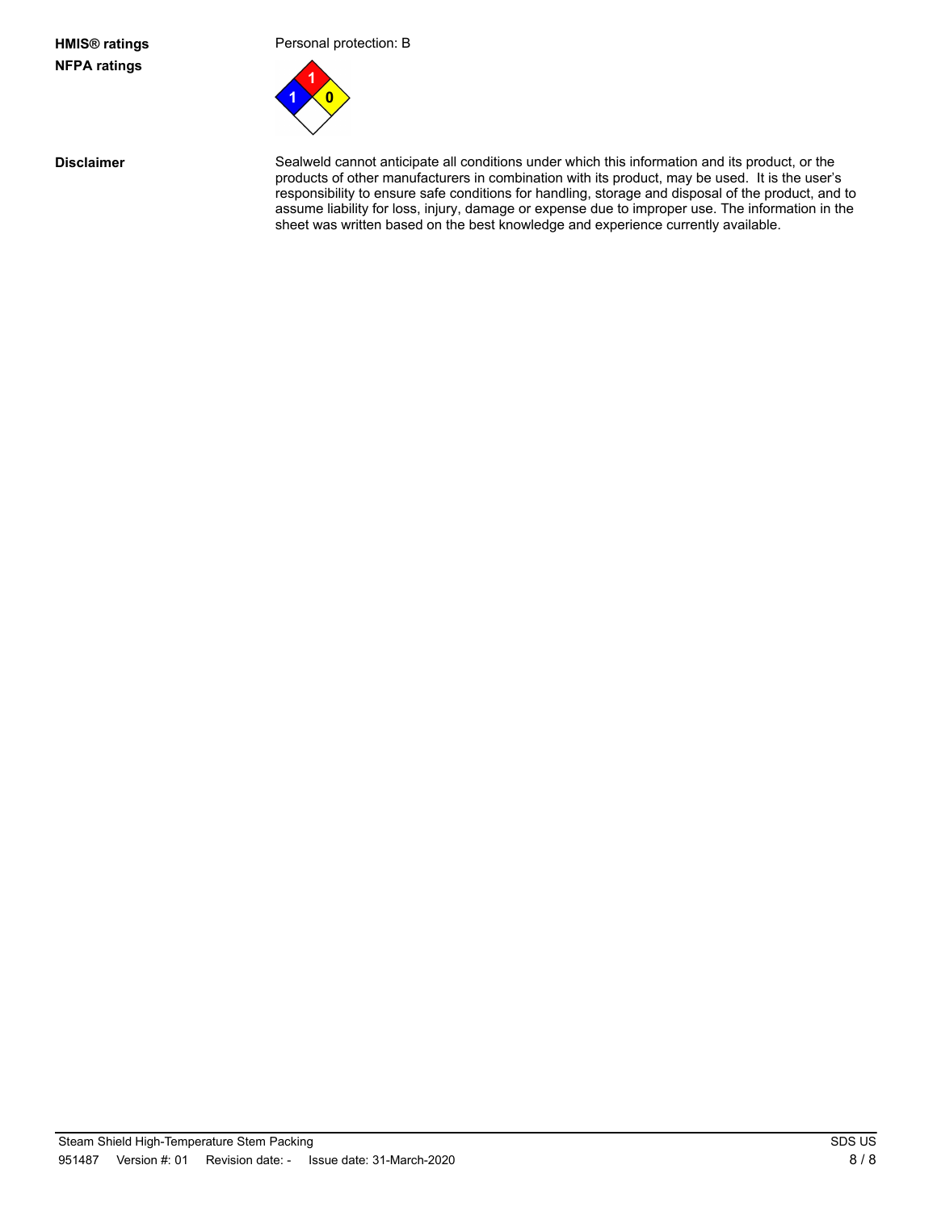**HMIS® ratings** Personal protection: B

**NFPA ratings**

1
1 0

**Disclaimer**

Sealweld cannot anticipate all conditions under which this information and its product, or the products of other manufacturers in combination with its product, may be used. It is the user's responsibility to ensure safe conditions for handling, storage and disposal of the product, and to assume liability for loss, injury, damage or expense due to improper use. The information in the sheet was written based on the best knowledge and experience currently available.